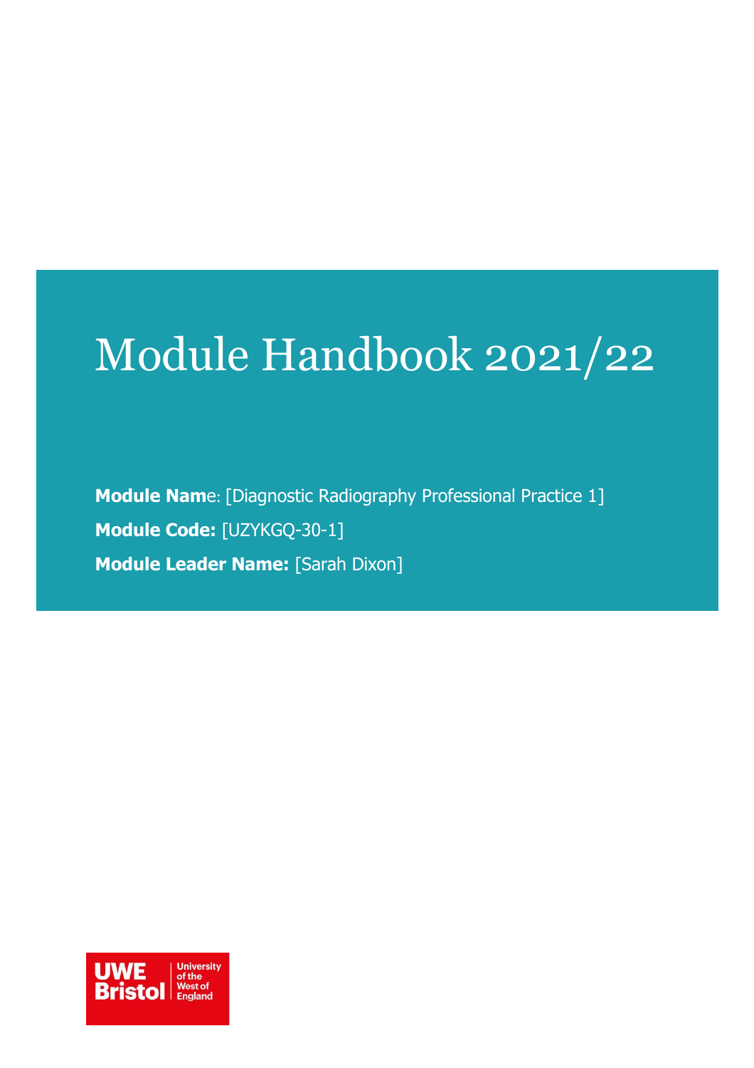# Module Handbook 2021/22

**Module Name**: [Diagnostic Radiography Professional Practice 1]

**Module Code:** [UZYKGQ-30-1]

**Module Leader Name:** [Sarah Dixon]

UWE Bristol | University of the West of England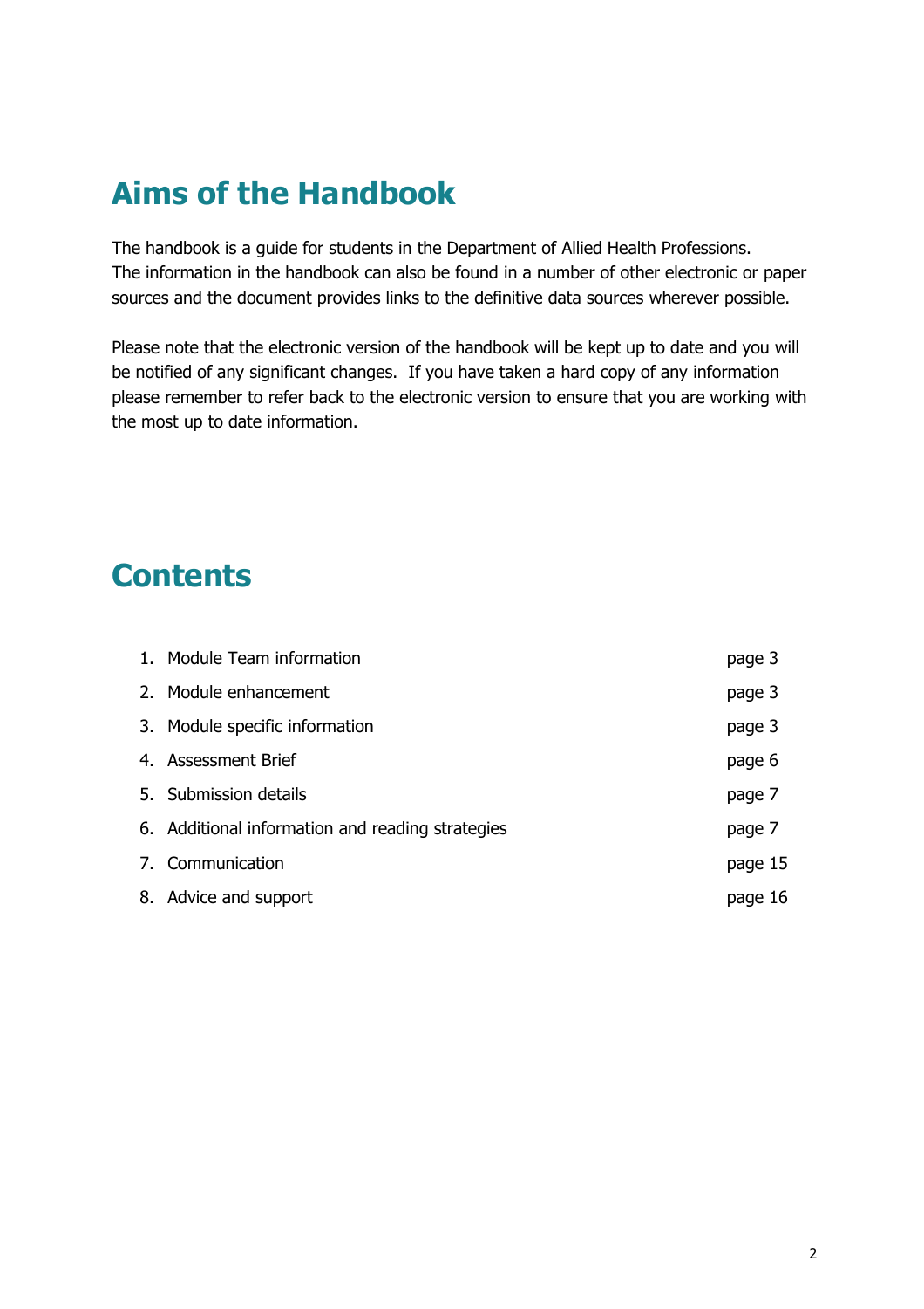# Aims of the Handbook

The handbook is a guide for students in the Department of Allied Health Professions. The information in the handbook can also be found in a number of other electronic or paper sources and the document provides links to the definitive data sources wherever possible.

Please note that the electronic version of the handbook will be kept up to date and you will be notified of any significant changes. If you have taken a hard copy of any information please remember to refer back to the electronic version to ensure that you are working with the most up to date information.

# Contents

| | |
|---|---|
| 1. Module Team information | page 3 |
| 2. Module enhancement | page 3 |
| 3. Module specific information | page 3 |
| 4. Assessment Brief | page 6 |
| 5. Submission details | page 7 |
| 6. Additional information and reading strategies | page 7 |
| 7. Communication | page 15 |
| 8. Advice and support | page 16 |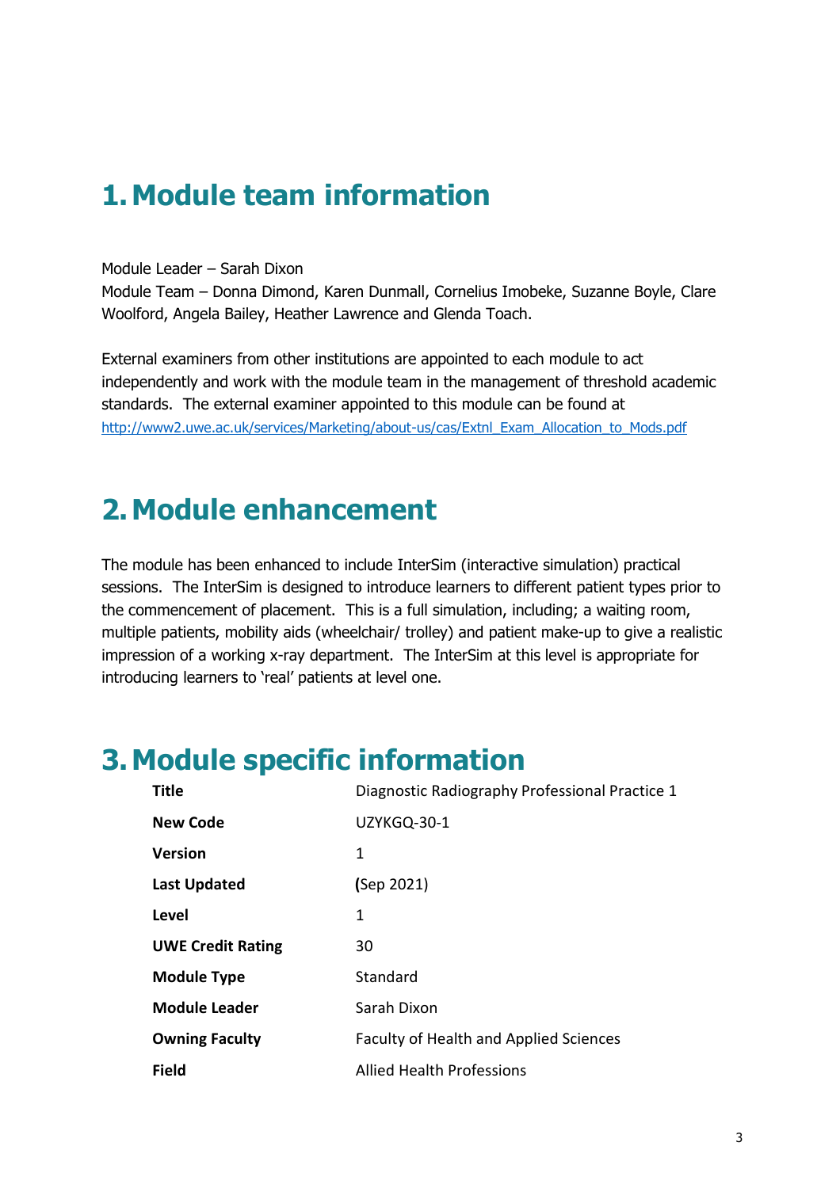# 1. Module team information

Module Leader – Sarah Dixon
Module Team – Donna Dimond, Karen Dunmall, Cornelius Imobeke, Suzanne Boyle, Clare Woolford, Angela Bailey, Heather Lawrence and Glenda Toach.

External examiners from other institutions are appointed to each module to act independently and work with the module team in the management of threshold academic standards. The external examiner appointed to this module can be found at http://www2.uwe.ac.uk/services/Marketing/about-us/cas/Extnl_Exam_Allocation_to_Mods.pdf

# 2. Module enhancement

The module has been enhanced to include InterSim (interactive simulation) practical sessions. The InterSim is designed to introduce learners to different patient types prior to the commencement of placement. This is a full simulation, including; a waiting room, multiple patients, mobility aids (wheelchair/ trolley) and patient make-up to give a realistic impression of a working x-ray department. The InterSim at this level is appropriate for introducing learners to 'real' patients at level one.

# 3. Module specific information

| | |
|---|---|
| **Title** | Diagnostic Radiography Professional Practice 1 |
| **New Code** | UZYKGQ-30-1 |
| **Version** | 1 |
| **Last Updated** | **(**Sep 2021) |
| **Level** | 1 |
| **UWE Credit Rating** | 30 |
| **Module Type** | Standard |
| **Module Leader** | Sarah Dixon |
| **Owning Faculty** | Faculty of Health and Applied Sciences |
| **Field** | Allied Health Professions |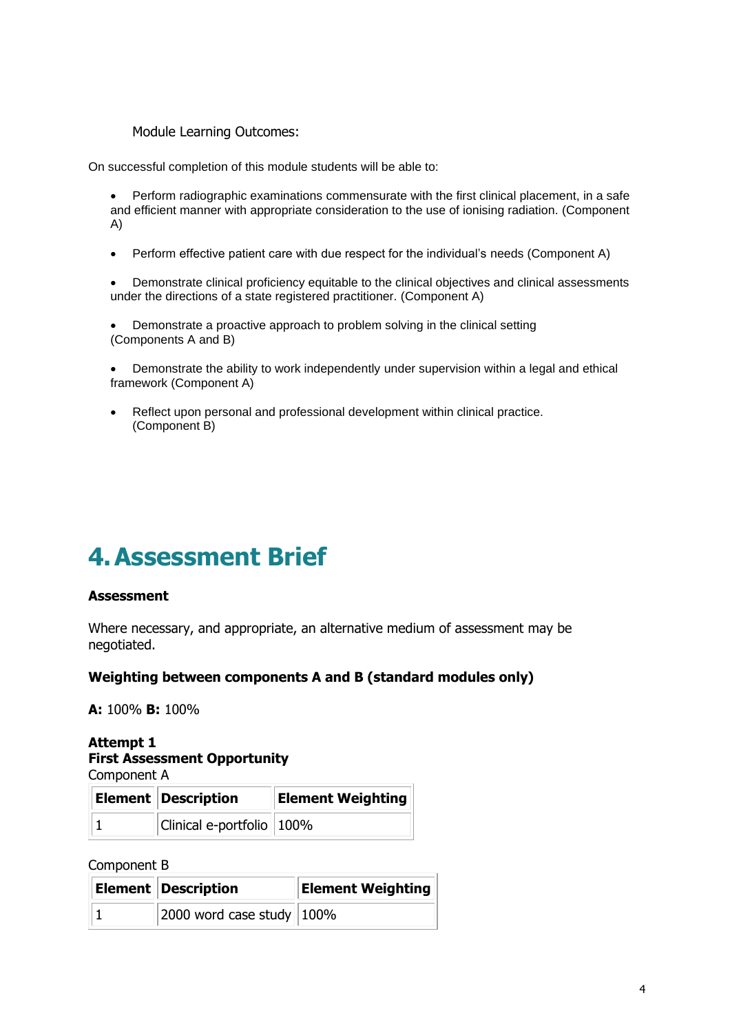Module Learning Outcomes:

On successful completion of this module students will be able to:

- Perform radiographic examinations commensurate with the first clinical placement, in a safe and efficient manner with appropriate consideration to the use of ionising radiation. (Component A)
- Perform effective patient care with due respect for the individual's needs (Component A)
- Demonstrate clinical proficiency equitable to the clinical objectives and clinical assessments under the directions of a state registered practitioner. (Component A)
- Demonstrate a proactive approach to problem solving in the clinical setting (Components A and B)
- Demonstrate the ability to work independently under supervision within a legal and ethical framework (Component A)
- Reflect upon personal and professional development within clinical practice. (Component B)

# 4. Assessment Brief

**Assessment**

Where necessary, and appropriate, an alternative medium of assessment may be negotiated.

**Weighting between components A and B (standard modules only)**

**A:** 100% **B:** 100%

**Attempt 1**
**First Assessment Opportunity**
Component A

| Element | Description | Element Weighting |
|---|---|---|
| 1 | Clinical e-portfolio | 100% |

Component B

| Element | Description | Element Weighting |
|---|---|---|
| 1 | 2000 word case study | 100% |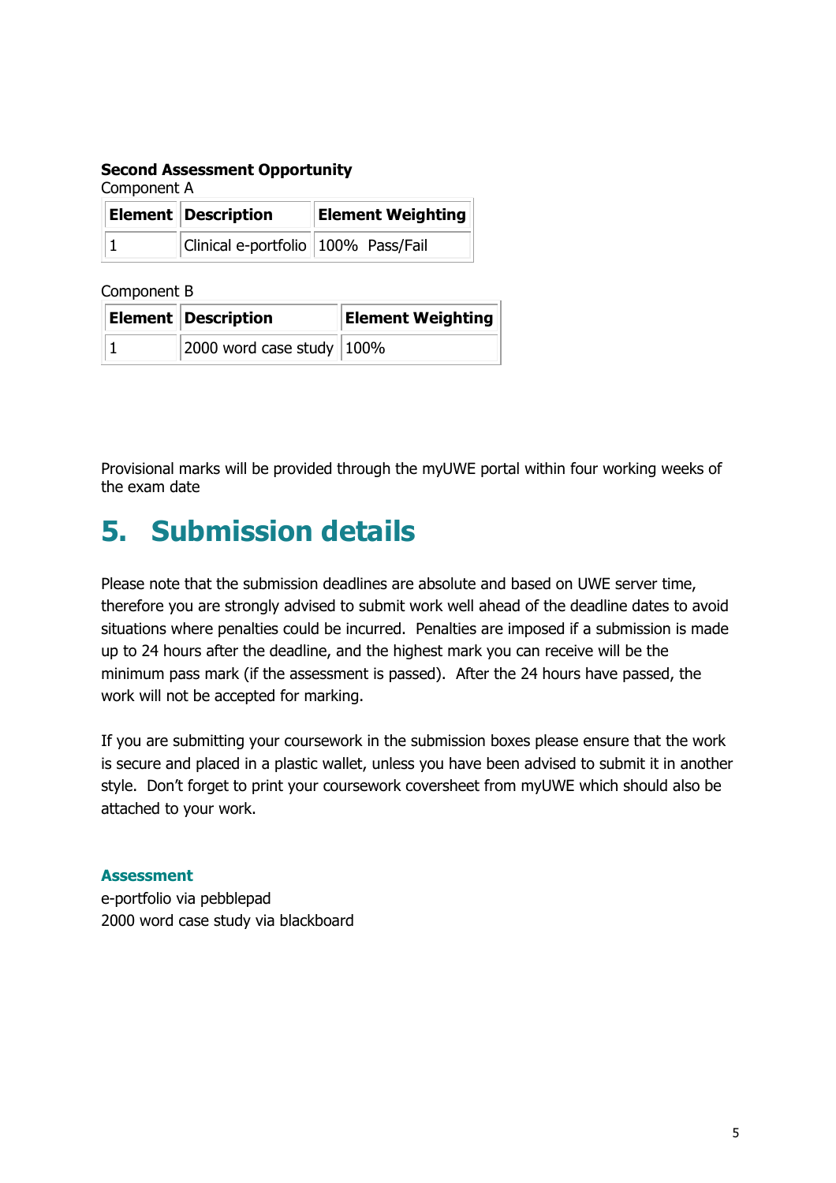**Second Assessment Opportunity**

Component A

| Element | Description | Element Weighting |
|---|---|---|
| 1 | Clinical e-portfolio | 100% Pass/Fail |

Component B

| Element | Description | Element Weighting |
|---|---|---|
| 1 | 2000 word case study | 100% |

Provisional marks will be provided through the myUWE portal within four working weeks of the exam date

## 5. Submission details

Please note that the submission deadlines are absolute and based on UWE server time, therefore you are strongly advised to submit work well ahead of the deadline dates to avoid situations where penalties could be incurred. Penalties are imposed if a submission is made up to 24 hours after the deadline, and the highest mark you can receive will be the minimum pass mark (if the assessment is passed). After the 24 hours have passed, the work will not be accepted for marking.

If you are submitting your coursework in the submission boxes please ensure that the work is secure and placed in a plastic wallet, unless you have been advised to submit it in another style. Don't forget to print your coursework coversheet from myUWE which should also be attached to your work.

#### Assessment

e-portfolio via pebblepad

2000 word case study via blackboard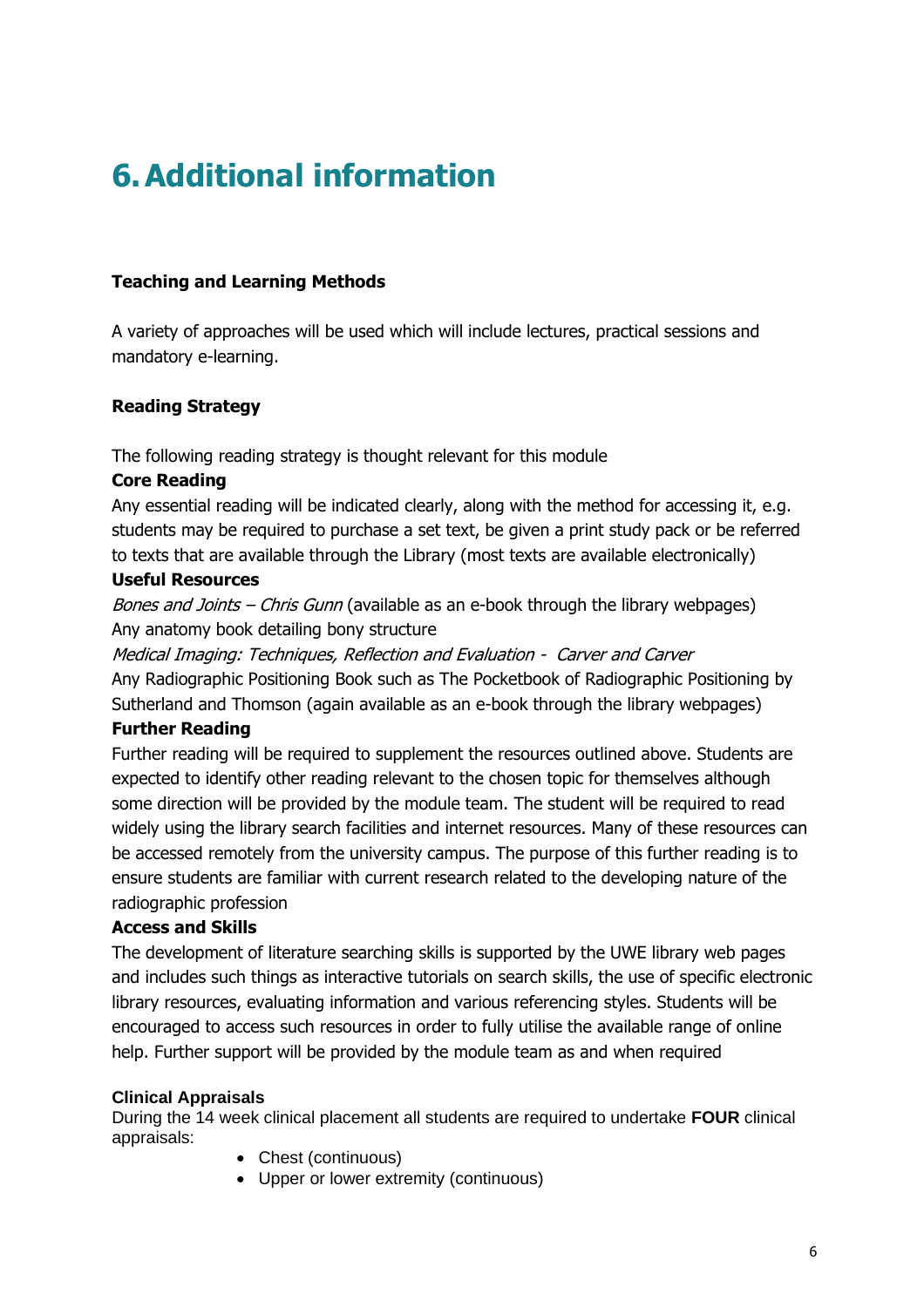# 6. Additional information

**Teaching and Learning Methods**

A variety of approaches will be used which will include lectures, practical sessions and mandatory e-learning.

**Reading Strategy**

The following reading strategy is thought relevant for this module

**Core Reading**

Any essential reading will be indicated clearly, along with the method for accessing it, e.g. students may be required to purchase a set text, be given a print study pack or be referred to texts that are available through the Library (most texts are available electronically)

**Useful Resources**

*Bones and Joints – Chris Gunn* (available as an e-book through the library webpages)
Any anatomy book detailing bony structure
*Medical Imaging: Techniques, Reflection and Evaluation - Carver and Carver*
Any Radiographic Positioning Book such as The Pocketbook of Radiographic Positioning by Sutherland and Thomson (again available as an e-book through the library webpages)

**Further Reading**

Further reading will be required to supplement the resources outlined above. Students are expected to identify other reading relevant to the chosen topic for themselves although some direction will be provided by the module team. The student will be required to read widely using the library search facilities and internet resources. Many of these resources can be accessed remotely from the university campus. The purpose of this further reading is to ensure students are familiar with current research related to the developing nature of the radiographic profession

**Access and Skills**

The development of literature searching skills is supported by the UWE library web pages and includes such things as interactive tutorials on search skills, the use of specific electronic library resources, evaluating information and various referencing styles. Students will be encouraged to access such resources in order to fully utilise the available range of online help. Further support will be provided by the module team as and when required

**Clinical Appraisals**

During the 14 week clinical placement all students are required to undertake **FOUR** clinical appraisals:

- Chest (continuous)
- Upper or lower extremity (continuous)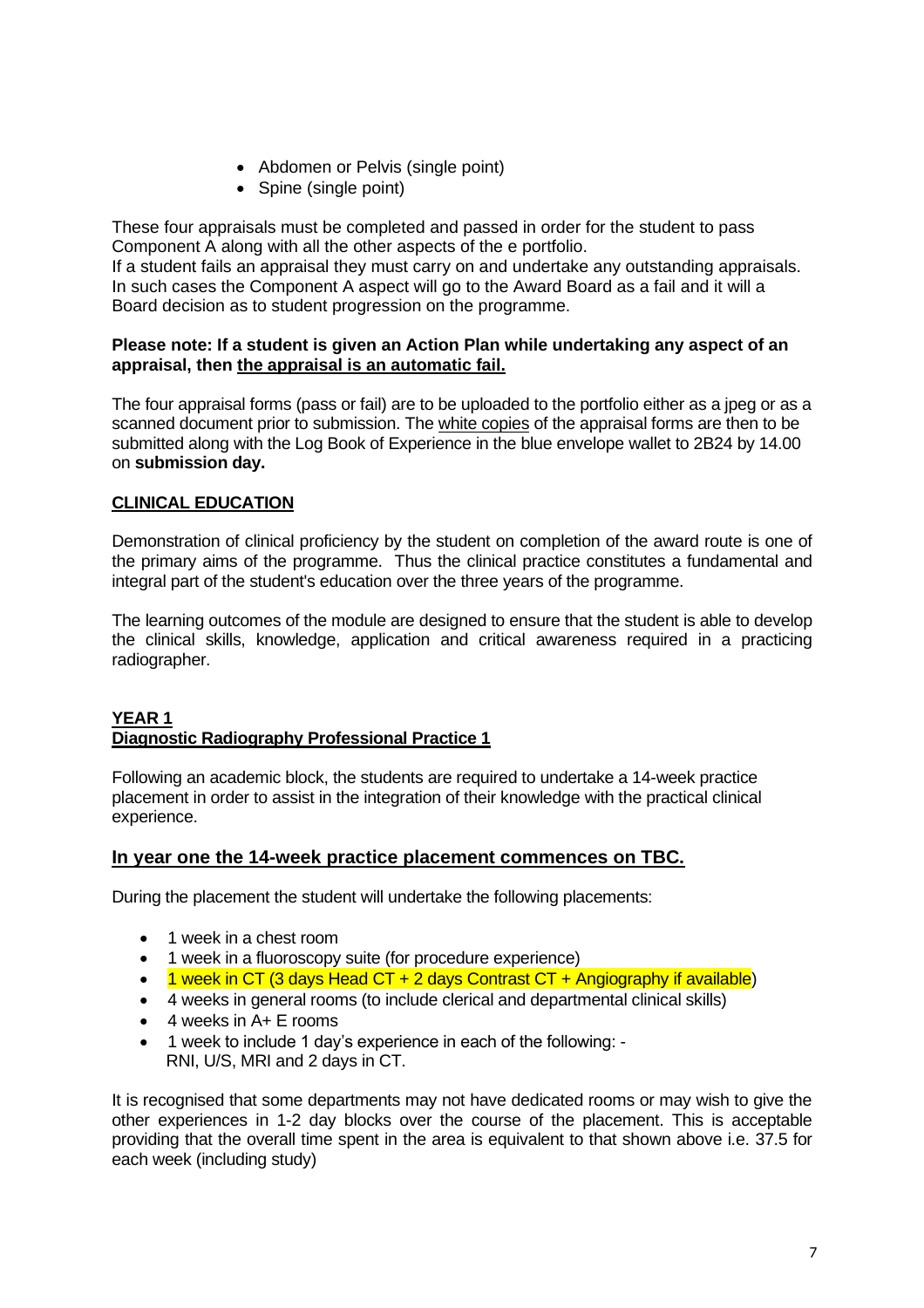- Abdomen or Pelvis (single point)
- Spine (single point)

These four appraisals must be completed and passed in order for the student to pass Component A along with all the other aspects of the e portfolio.
If a student fails an appraisal they must carry on and undertake any outstanding appraisals. In such cases the Component A aspect will go to the Award Board as a fail and it will a Board decision as to student progression on the programme.

**Please note: If a student is given an Action Plan while undertaking any aspect of an appraisal, then the appraisal is an automatic fail.**

The four appraisal forms (pass or fail) are to be uploaded to the portfolio either as a jpeg or as a scanned document prior to submission. The white copies of the appraisal forms are then to be submitted along with the Log Book of Experience in the blue envelope wallet to 2B24 by 14.00 on **submission day.**

## CLINICAL EDUCATION

Demonstration of clinical proficiency by the student on completion of the award route is one of the primary aims of the programme. Thus the clinical practice constitutes a fundamental and integral part of the student's education over the three years of the programme.

The learning outcomes of the module are designed to ensure that the student is able to develop the clinical skills, knowledge, application and critical awareness required in a practicing radiographer.

### YEAR 1
### Diagnostic Radiography Professional Practice 1

Following an academic block, the students are required to undertake a 14-week practice placement in order to assist in the integration of their knowledge with the practical clinical experience.

### In year one the 14-week practice placement commences on TBC.

During the placement the student will undertake the following placements:

- 1 week in a chest room
- 1 week in a fluoroscopy suite (for procedure experience)
- 1 week in CT (3 days Head CT + 2 days Contrast CT + Angiography if available)
- 4 weeks in general rooms (to include clerical and departmental clinical skills)
- 4 weeks in A+ E rooms
- 1 week to include 1 day's experience in each of the following: - RNI, U/S, MRI and 2 days in CT.

It is recognised that some departments may not have dedicated rooms or may wish to give the other experiences in 1-2 day blocks over the course of the placement. This is acceptable providing that the overall time spent in the area is equivalent to that shown above i.e. 37.5 for each week (including study)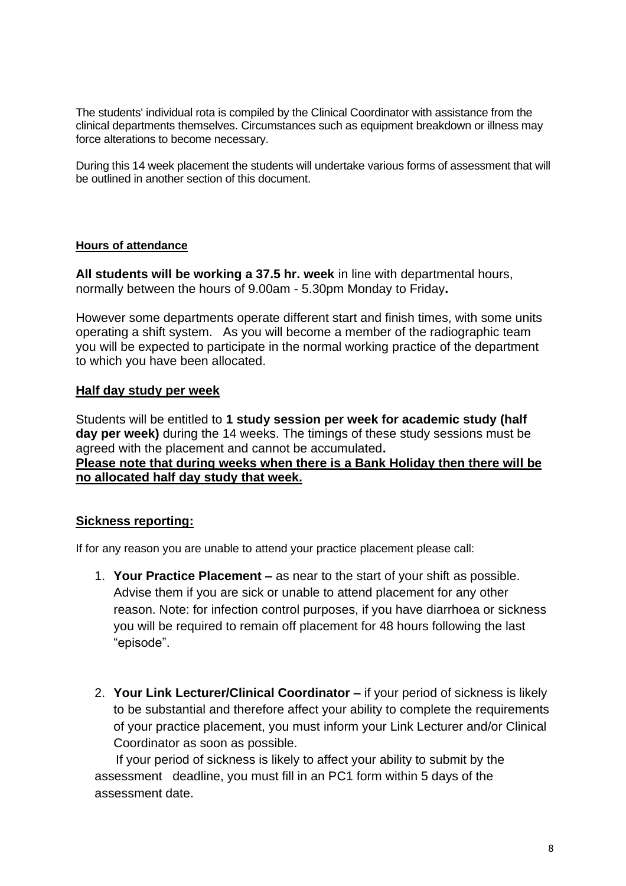The students' individual rota is compiled by the Clinical Coordinator with assistance from the clinical departments themselves. Circumstances such as equipment breakdown or illness may force alterations to become necessary.

During this 14 week placement the students will undertake various forms of assessment that will be outlined in another section of this document.

## Hours of attendance

**All students will be working a 37.5 hr. week** in line with departmental hours, normally between the hours of 9.00am - 5.30pm Monday to Friday**.**

However some departments operate different start and finish times, with some units operating a shift system. As you will become a member of the radiographic team you will be expected to participate in the normal working practice of the department to which you have been allocated.

## Half day study per week

Students will be entitled to **1 study session per week for academic study (half day per week)** during the 14 weeks. The timings of these study sessions must be agreed with the placement and cannot be accumulated**.**
**Please note that during weeks when there is a Bank Holiday then there will be no allocated half day study that week.**

## Sickness reporting:

If for any reason you are unable to attend your practice placement please call:

1. **Your Practice Placement –** as near to the start of your shift as possible. Advise them if you are sick or unable to attend placement for any other reason. Note: for infection control purposes, if you have diarrhoea or sickness you will be required to remain off placement for 48 hours following the last "episode".

2. **Your Link Lecturer/Clinical Coordinator –** if your period of sickness is likely to be substantial and therefore affect your ability to complete the requirements of your practice placement, you must inform your Link Lecturer and/or Clinical Coordinator as soon as possible.

   If your period of sickness is likely to affect your ability to submit by the assessment deadline, you must fill in an PC1 form within 5 days of the assessment date.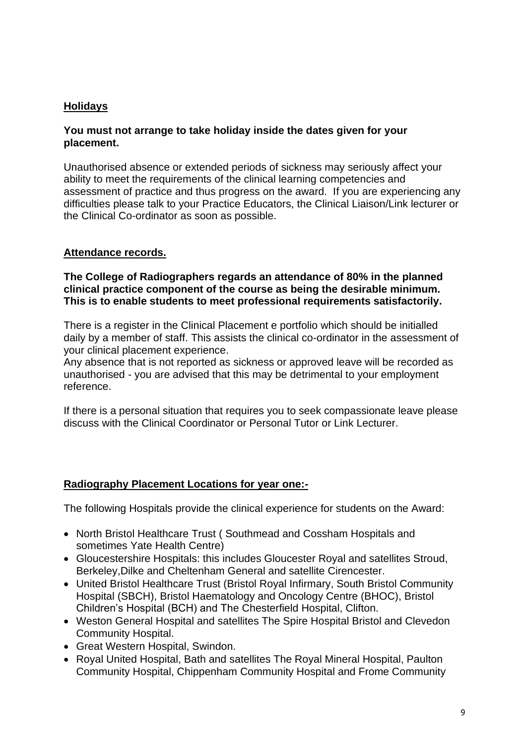## Holidays

**You must not arrange to take holiday inside the dates given for your placement.**

Unauthorised absence or extended periods of sickness may seriously affect your ability to meet the requirements of the clinical learning competencies and assessment of practice and thus progress on the award. If you are experiencing any difficulties please talk to your Practice Educators, the Clinical Liaison/Link lecturer or the Clinical Co-ordinator as soon as possible.

## Attendance records.

**The College of Radiographers regards an attendance of 80% in the planned clinical practice component of the course as being the desirable minimum. This is to enable students to meet professional requirements satisfactorily.**

There is a register in the Clinical Placement e portfolio which should be initialled daily by a member of staff. This assists the clinical co-ordinator in the assessment of your clinical placement experience.
Any absence that is not reported as sickness or approved leave will be recorded as unauthorised - you are advised that this may be detrimental to your employment reference.

If there is a personal situation that requires you to seek compassionate leave please discuss with the Clinical Coordinator or Personal Tutor or Link Lecturer.

## Radiography Placement Locations for year one:-

The following Hospitals provide the clinical experience for students on the Award:

- North Bristol Healthcare Trust ( Southmead and Cossham Hospitals and sometimes Yate Health Centre)
- Gloucestershire Hospitals: this includes Gloucester Royal and satellites Stroud, Berkeley,Dilke and Cheltenham General and satellite Cirencester.
- United Bristol Healthcare Trust (Bristol Royal Infirmary, South Bristol Community Hospital (SBCH), Bristol Haematology and Oncology Centre (BHOC), Bristol Children's Hospital (BCH) and The Chesterfield Hospital, Clifton.
- Weston General Hospital and satellites The Spire Hospital Bristol and Clevedon Community Hospital.
- Great Western Hospital, Swindon.
- Royal United Hospital, Bath and satellites The Royal Mineral Hospital, Paulton Community Hospital, Chippenham Community Hospital and Frome Community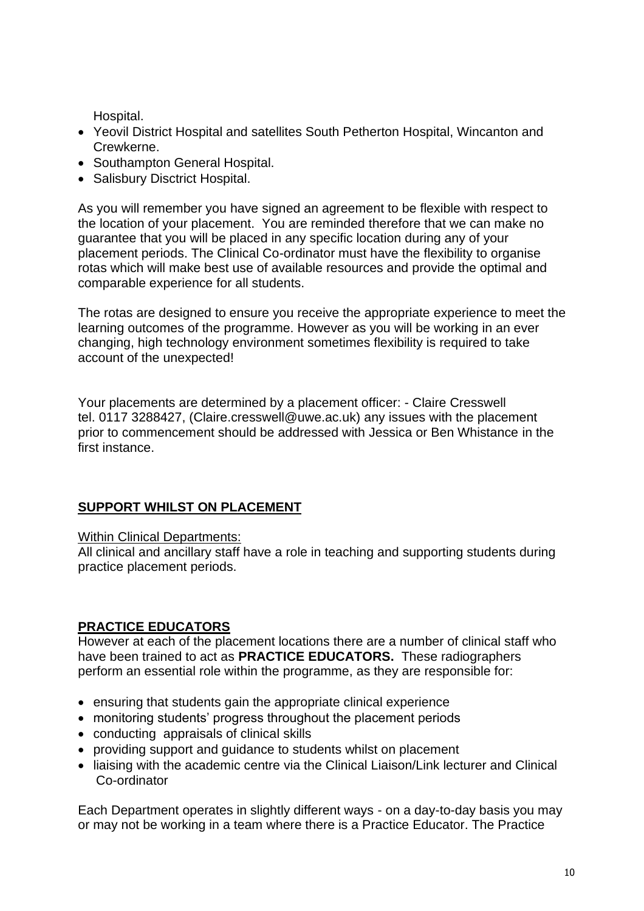Hospital.

- Yeovil District Hospital and satellites South Petherton Hospital, Wincanton and Crewkerne.
- Southampton General Hospital.
- Salisbury Disctrict Hospital.

As you will remember you have signed an agreement to be flexible with respect to the location of your placement. You are reminded therefore that we can make no guarantee that you will be placed in any specific location during any of your placement periods. The Clinical Co-ordinator must have the flexibility to organise rotas which will make best use of available resources and provide the optimal and comparable experience for all students.

The rotas are designed to ensure you receive the appropriate experience to meet the learning outcomes of the programme. However as you will be working in an ever changing, high technology environment sometimes flexibility is required to take account of the unexpected!

Your placements are determined by a placement officer: - Claire Cresswell tel. 0117 3288427, (Claire.cresswell@uwe.ac.uk) any issues with the placement prior to commencement should be addressed with Jessica or Ben Whistance in the first instance.

## SUPPORT WHILST ON PLACEMENT

Within Clinical Departments:

All clinical and ancillary staff have a role in teaching and supporting students during practice placement periods.

## PRACTICE EDUCATORS

However at each of the placement locations there are a number of clinical staff who have been trained to act as **PRACTICE EDUCATORS.** These radiographers perform an essential role within the programme, as they are responsible for:

- ensuring that students gain the appropriate clinical experience
- monitoring students' progress throughout the placement periods
- conducting appraisals of clinical skills
- providing support and guidance to students whilst on placement
- liaising with the academic centre via the Clinical Liaison/Link lecturer and Clinical Co-ordinator

Each Department operates in slightly different ways - on a day-to-day basis you may or may not be working in a team where there is a Practice Educator. The Practice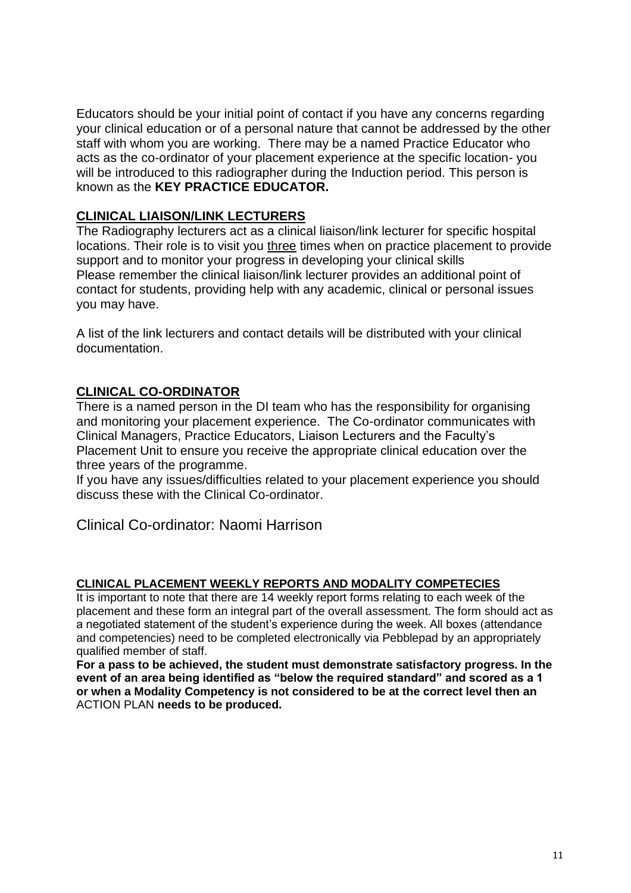Educators should be your initial point of contact if you have any concerns regarding your clinical education or of a personal nature that cannot be addressed by the other staff with whom you are working. There may be a named Practice Educator who acts as the co-ordinator of your placement experience at the specific location- you will be introduced to this radiographer during the Induction period. This person is known as the **KEY PRACTICE EDUCATOR.**

## CLINICAL LIAISON/LINK LECTURERS

The Radiography lecturers act as a clinical liaison/link lecturer for specific hospital locations. Their role is to visit you three times when on practice placement to provide support and to monitor your progress in developing your clinical skills
Please remember the clinical liaison/link lecturer provides an additional point of contact for students, providing help with any academic, clinical or personal issues you may have.

A list of the link lecturers and contact details will be distributed with your clinical documentation.

## CLINICAL CO-ORDINATOR

There is a named person in the DI team who has the responsibility for organising and monitoring your placement experience. The Co-ordinator communicates with Clinical Managers, Practice Educators, Liaison Lecturers and the Faculty's Placement Unit to ensure you receive the appropriate clinical education over the three years of the programme.
If you have any issues/difficulties related to your placement experience you should discuss these with the Clinical Co-ordinator.

Clinical Co-ordinator: Naomi Harrison

## CLINICAL PLACEMENT WEEKLY REPORTS AND MODALITY COMPETECIES

It is important to note that there are 14 weekly report forms relating to each week of the placement and these form an integral part of the overall assessment. The form should act as a negotiated statement of the student's experience during the week. All boxes (attendance and competencies) need to be completed electronically via Pebblepad by an appropriately qualified member of staff.

**For a pass to be achieved, the student must demonstrate satisfactory progress. In the event of an area being identified as "below the required standard" and scored as a 1 or when a Modality Competency is not considered to be at the correct level then an** ACTION PLAN **needs to be produced.**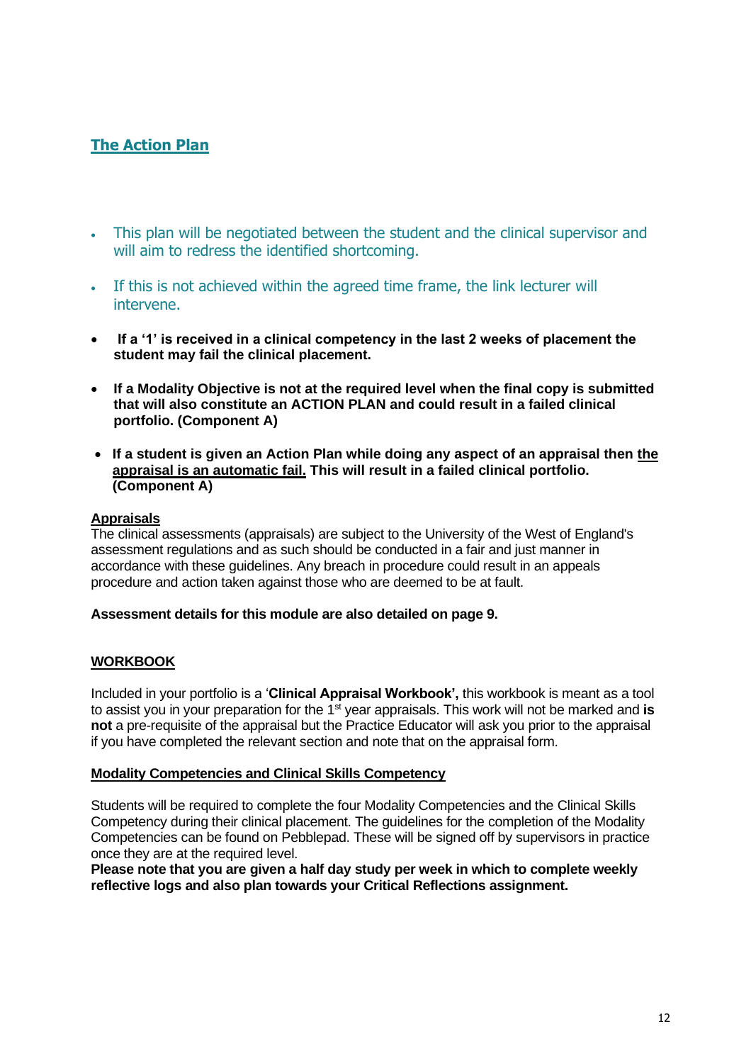## The Action Plan

- This plan will be negotiated between the student and the clinical supervisor and will aim to redress the identified shortcoming.

- If this is not achieved within the agreed time frame, the link lecturer will intervene.

- **If a '1' is received in a clinical competency in the last 2 weeks of placement the student may fail the clinical placement.**

- **If a Modality Objective is not at the required level when the final copy is submitted that will also constitute an ACTION PLAN and could result in a failed clinical portfolio. (Component A)**

- **If a student is given an Action Plan while doing any aspect of an appraisal then <u>the appraisal is an automatic fail.</u> This will result in a failed clinical portfolio. (Component A)**

**<u>Appraisals</u>**
The clinical assessments (appraisals) are subject to the University of the West of England's assessment regulations and as such should be conducted in a fair and just manner in accordance with these guidelines. Any breach in procedure could result in an appeals procedure and action taken against those who are deemed to be at fault.

**Assessment details for this module are also detailed on page 9.**

**<u>WORKBOOK</u>**

Included in your portfolio is a '**Clinical Appraisal Workbook',** this workbook is meant as a tool to assist you in your preparation for the 1st year appraisals. This work will not be marked and **is not** a pre-requisite of the appraisal but the Practice Educator will ask you prior to the appraisal if you have completed the relevant section and note that on the appraisal form.

**<u>Modality Competencies and Clinical Skills Competency</u>**

Students will be required to complete the four Modality Competencies and the Clinical Skills Competency during their clinical placement. The guidelines for the completion of the Modality Competencies can be found on Pebblepad. These will be signed off by supervisors in practice once they are at the required level.
**Please note that you are given a half day study per week in which to complete weekly reflective logs and also plan towards your Critical Reflections assignment.**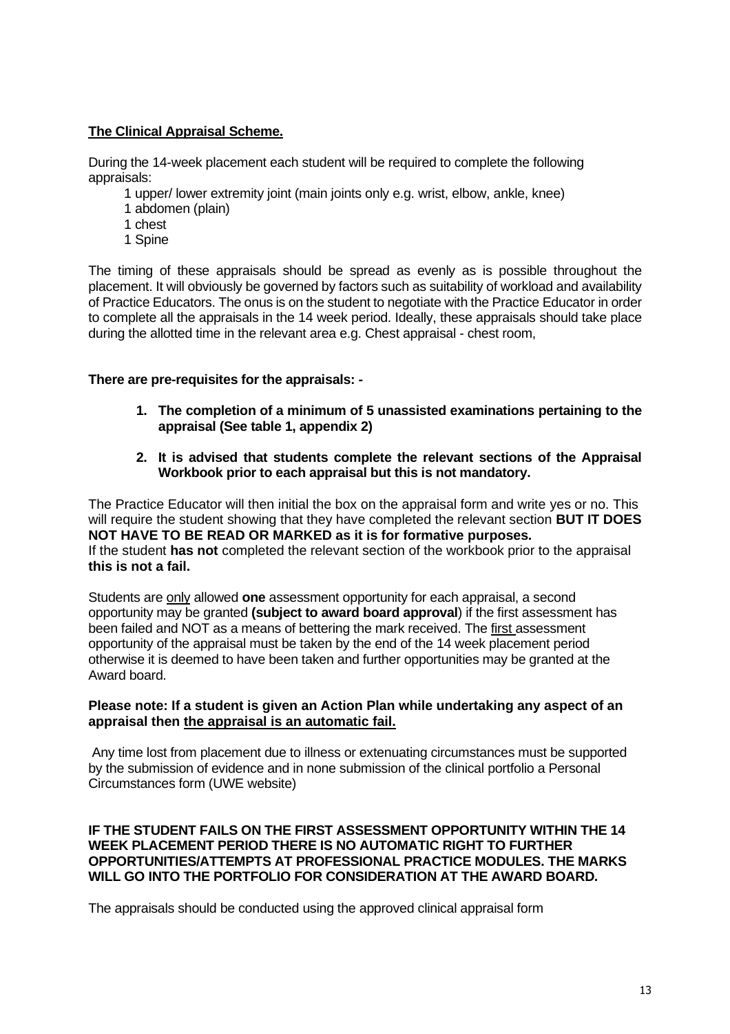## **The Clinical Appraisal Scheme.**

During the 14-week placement each student will be required to complete the following appraisals:

1 upper/ lower extremity joint (main joints only e.g. wrist, elbow, ankle, knee)
1 abdomen (plain)
1 chest
1 Spine

The timing of these appraisals should be spread as evenly as is possible throughout the placement. It will obviously be governed by factors such as suitability of workload and availability of Practice Educators. The onus is on the student to negotiate with the Practice Educator in order to complete all the appraisals in the 14 week period. Ideally, these appraisals should take place during the allotted time in the relevant area e.g. Chest appraisal - chest room,

**There are pre-requisites for the appraisals: -**

1. **The completion of a minimum of 5 unassisted examinations pertaining to the appraisal (See table 1, appendix 2)**
2. **It is advised that students complete the relevant sections of the Appraisal Workbook prior to each appraisal but this is not mandatory.**

The Practice Educator will then initial the box on the appraisal form and write yes or no. This will require the student showing that they have completed the relevant section **BUT IT DOES NOT HAVE TO BE READ OR MARKED as it is for formative purposes.**
If the student **has not** completed the relevant section of the workbook prior to the appraisal **this is not a fail.**

Students are only allowed **one** assessment opportunity for each appraisal, a second opportunity may be granted **(subject to award board approval**) if the first assessment has been failed and NOT as a means of bettering the mark received. The first assessment opportunity of the appraisal must be taken by the end of the 14 week placement period otherwise it is deemed to have been taken and further opportunities may be granted at the Award board.

**Please note: If a student is given an Action Plan while undertaking any aspect of an appraisal then the appraisal is an automatic fail.**

Any time lost from placement due to illness or extenuating circumstances must be supported by the submission of evidence and in none submission of the clinical portfolio a Personal Circumstances form (UWE website)

**IF THE STUDENT FAILS ON THE FIRST ASSESSMENT OPPORTUNITY WITHIN THE 14 WEEK PLACEMENT PERIOD THERE IS NO AUTOMATIC RIGHT TO FURTHER OPPORTUNITIES/ATTEMPTS AT PROFESSIONAL PRACTICE MODULES. THE MARKS WILL GO INTO THE PORTFOLIO FOR CONSIDERATION AT THE AWARD BOARD.**

The appraisals should be conducted using the approved clinical appraisal form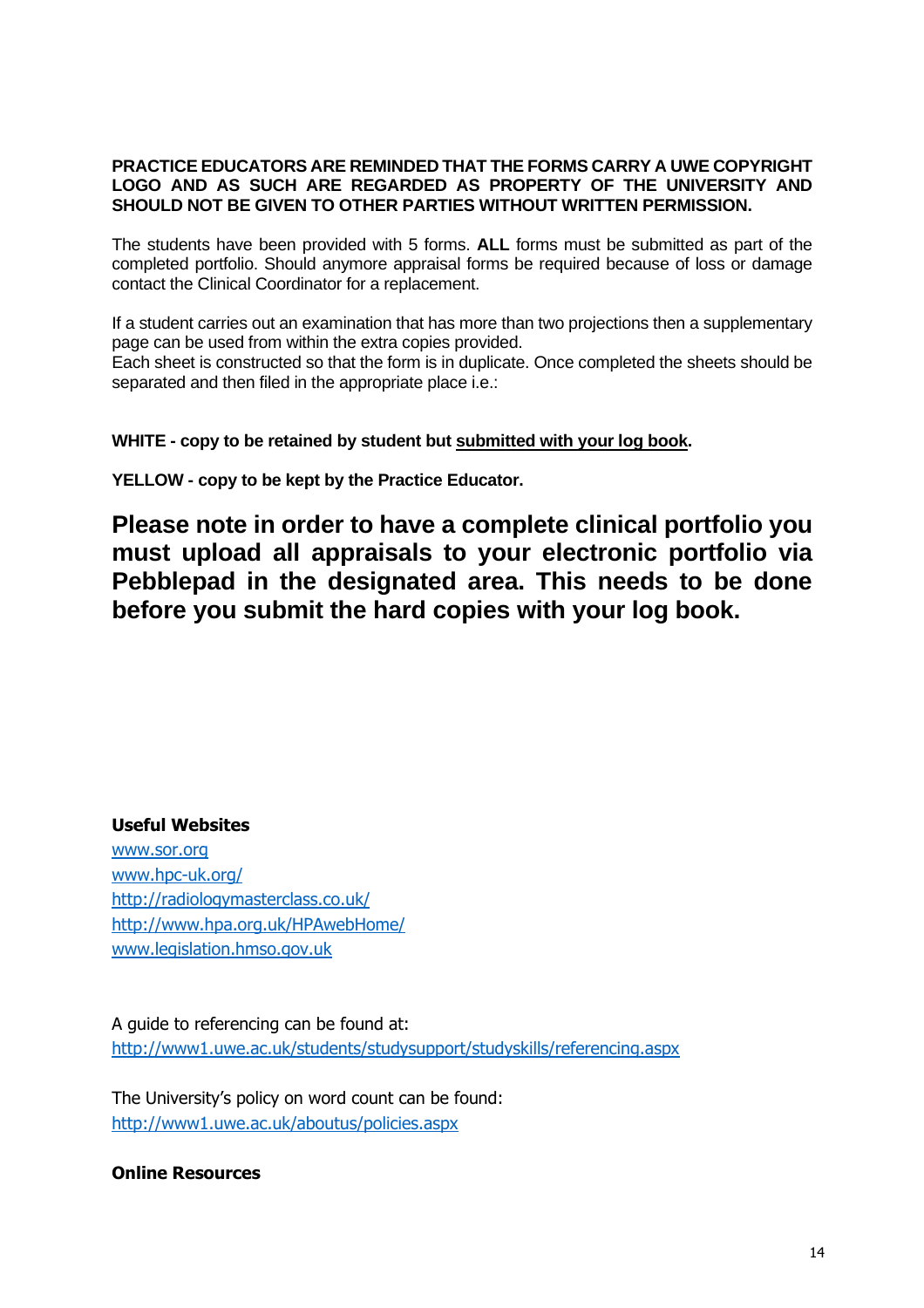**PRACTICE EDUCATORS ARE REMINDED THAT THE FORMS CARRY A UWE COPYRIGHT LOGO AND AS SUCH ARE REGARDED AS PROPERTY OF THE UNIVERSITY AND SHOULD NOT BE GIVEN TO OTHER PARTIES WITHOUT WRITTEN PERMISSION.**

The students have been provided with 5 forms. **ALL** forms must be submitted as part of the completed portfolio. Should anymore appraisal forms be required because of loss or damage contact the Clinical Coordinator for a replacement.

If a student carries out an examination that has more than two projections then a supplementary page can be used from within the extra copies provided.
Each sheet is constructed so that the form is in duplicate. Once completed the sheets should be separated and then filed in the appropriate place i.e.:

**WHITE - copy to be retained by student but <u>submitted with your log book</u>.**

**YELLOW - copy to be kept by the Practice Educator.**

## Please note in order to have a complete clinical portfolio you must upload all appraisals to your electronic portfolio via Pebblepad in the designated area. This needs to be done before you submit the hard copies with your log book.

**Useful Websites**

www.sor.org
www.hpc-uk.org/
http://radiologymasterclass.co.uk/
http://www.hpa.org.uk/HPAwebHome/
www.legislation.hmso.gov.uk

A guide to referencing can be found at:
http://www1.uwe.ac.uk/students/studysupport/studyskills/referencing.aspx

The University's policy on word count can be found:
http://www1.uwe.ac.uk/aboutus/policies.aspx

**Online Resources**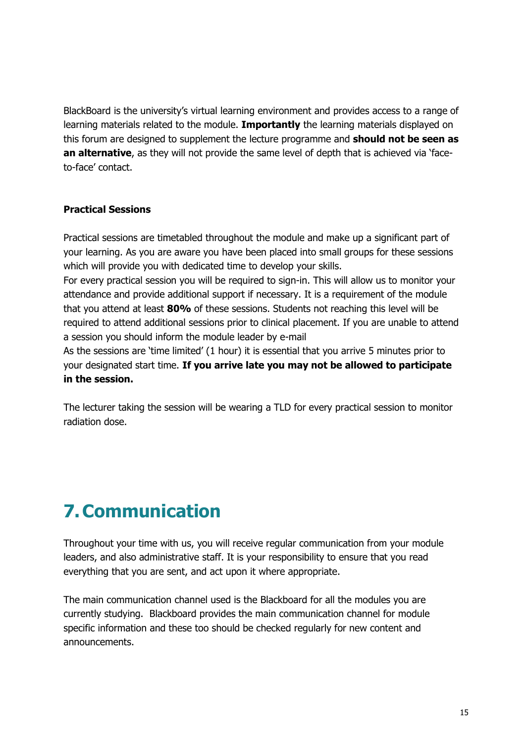BlackBoard is the university's virtual learning environment and provides access to a range of learning materials related to the module. **Importantly** the learning materials displayed on this forum are designed to supplement the lecture programme and **should not be seen as an alternative**, as they will not provide the same level of depth that is achieved via 'face-to-face' contact.

**Practical Sessions**

Practical sessions are timetabled throughout the module and make up a significant part of your learning. As you are aware you have been placed into small groups for these sessions which will provide you with dedicated time to develop your skills.
For every practical session you will be required to sign-in. This will allow us to monitor your attendance and provide additional support if necessary. It is a requirement of the module that you attend at least **80%** of these sessions. Students not reaching this level will be required to attend additional sessions prior to clinical placement. If you are unable to attend a session you should inform the module leader by e-mail
As the sessions are 'time limited' (1 hour) it is essential that you arrive 5 minutes prior to your designated start time. **If you arrive late you may not be allowed to participate in the session.**

The lecturer taking the session will be wearing a TLD for every practical session to monitor radiation dose.

# 7. Communication

Throughout your time with us, you will receive regular communication from your module leaders, and also administrative staff. It is your responsibility to ensure that you read everything that you are sent, and act upon it where appropriate.

The main communication channel used is the Blackboard for all the modules you are currently studying. Blackboard provides the main communication channel for module specific information and these too should be checked regularly for new content and announcements.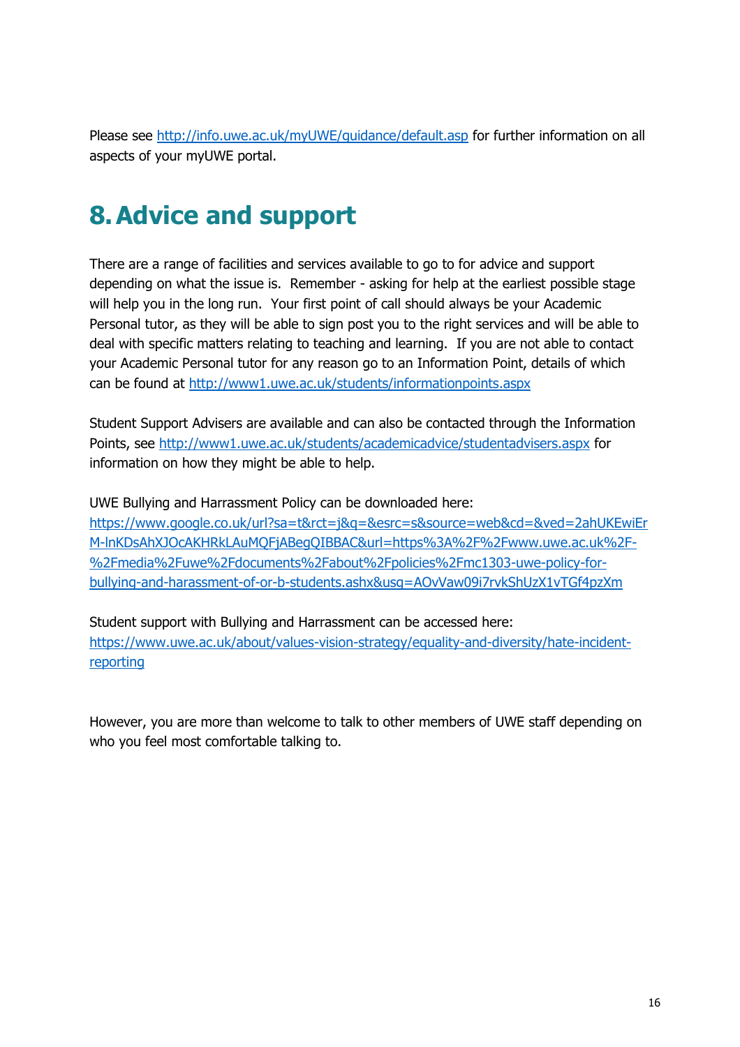Please see http://info.uwe.ac.uk/myUWE/guidance/default.asp for further information on all aspects of your myUWE portal.

# 8. Advice and support

There are a range of facilities and services available to go to for advice and support depending on what the issue is.  Remember - asking for help at the earliest possible stage will help you in the long run.  Your first point of call should always be your Academic Personal tutor, as they will be able to sign post you to the right services and will be able to deal with specific matters relating to teaching and learning.  If you are not able to contact your Academic Personal tutor for any reason go to an Information Point, details of which can be found at http://www1.uwe.ac.uk/students/informationpoints.aspx

Student Support Advisers are available and can also be contacted through the Information Points, see http://www1.uwe.ac.uk/students/academicadvice/studentadvisers.aspx for information on how they might be able to help.

UWE Bullying and Harrassment Policy can be downloaded here:
https://www.google.co.uk/url?sa=t&rct=j&q=&esrc=s&source=web&cd=&ved=2ahUKEwiErM-lnKDsAhXJOcAKHRkLAuMQFjABegQIBBAC&url=https%3A%2F%2Fwww.uwe.ac.uk%2F-%2Fmedia%2Fuwe%2Fdocuments%2Fabout%2Fpolicies%2Fmc1303-uwe-policy-for-bullying-and-harassment-of-or-b-students.ashx&usg=AOvVaw09i7rvkShUzX1vTGf4pzXm

Student support with Bullying and Harrassment can be accessed here:
https://www.uwe.ac.uk/about/values-vision-strategy/equality-and-diversity/hate-incident-reporting

However, you are more than welcome to talk to other members of UWE staff depending on who you feel most comfortable talking to.